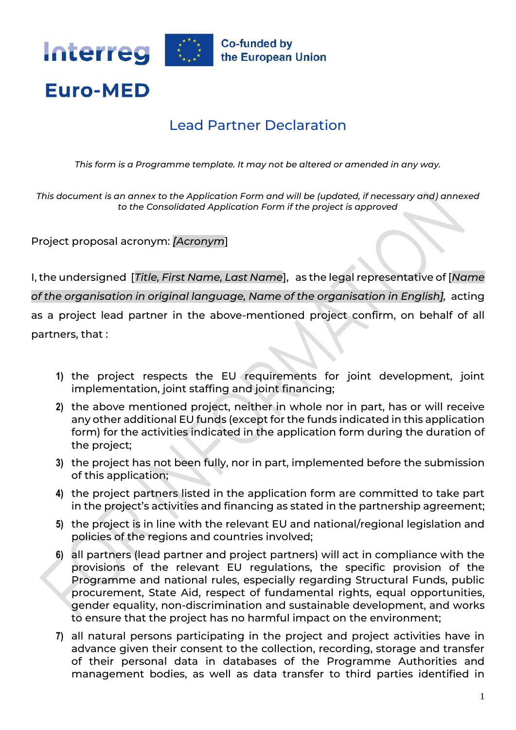Interreg Euro-MED

Co-funded by the European Union

# Lead Partner Declaration

*This form is a Programme template. It may not be altered or amended in any way.*

*This document is an annex to the Application Form and will be (updated, if necessary and) annexed to the Consolidated Application Form if the project is approved*

Project proposal acronym: *[Acronym]*

I, the undersigned [*Title, First Name, Last Name*], as the legal representative of [*Name of the organisation in original language, Name of the organisation in English],* acting as a project lead partner in the above-mentioned project confirm, on behalf of all partners, that :

1) the project respects the EU requirements for joint development, joint implementation, joint staffing and joint financing;
2) the above mentioned project, neither in whole nor in part, has or will receive any other additional EU funds (except for the funds indicated in this application form) for the activities indicated in the application form during the duration of the project;
3) the project has not been fully, nor in part, implemented before the submission of this application;
4) the project partners listed in the application form are committed to take part in the project's activities and financing as stated in the partnership agreement;
5) the project is in line with the relevant EU and national/regional legislation and policies of the regions and countries involved;
6) all partners (lead partner and project partners) will act in compliance with the provisions of the relevant EU regulations, the specific provision of the Programme and national rules, especially regarding Structural Funds, public procurement, State Aid, respect of fundamental rights, equal opportunities, gender equality, non-discrimination and sustainable development, and works to ensure that the project has no harmful impact on the environment;
7) all natural persons participating in the project and project activities have in advance given their consent to the collection, recording, storage and transfer of their personal data in databases of the Programme Authorities and management bodies, as well as data transfer to third parties identified in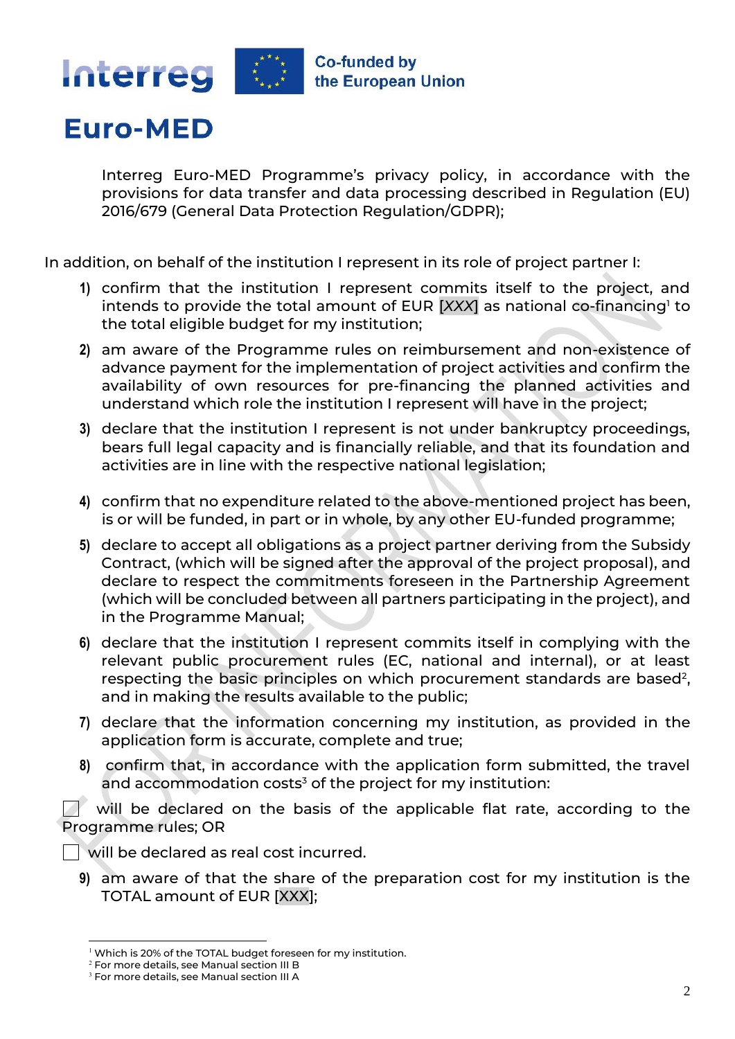Interreg Euro-MED Programme's privacy policy, in accordance with the provisions for data transfer and data processing described in Regulation (EU) 2016/679 (General Data Protection Regulation/GDPR);

In addition, on behalf of the institution I represent in its role of project partner I:

1) confirm that the institution I represent commits itself to the project, and intends to provide the total amount of EUR [*XXX*] as national co-financing[1] to the total eligible budget for my institution;
2) am aware of the Programme rules on reimbursement and non-existence of advance payment for the implementation of project activities and confirm the availability of own resources for pre-financing the planned activities and understand which role the institution I represent will have in the project;
3) declare that the institution I represent is not under bankruptcy proceedings, bears full legal capacity and is financially reliable, and that its foundation and activities are in line with the respective national legislation;
4) confirm that no expenditure related to the above-mentioned project has been, is or will be funded, in part or in whole, by any other EU-funded programme;
5) declare to accept all obligations as a project partner deriving from the Subsidy Contract, (which will be signed after the approval of the project proposal), and declare to respect the commitments foreseen in the Partnership Agreement (which will be concluded between all partners participating in the project), and in the Programme Manual;
6) declare that the institution I represent commits itself in complying with the relevant public procurement rules (EC, national and internal), or at least respecting the basic principles on which procurement standards are based[2], and in making the results available to the public;
7) declare that the information concerning my institution, as provided in the application form is accurate, complete and true;
8) confirm that, in accordance with the application form submitted, the travel and accommodation costs[3] of the project for my institution:

☐ will be declared on the basis of the applicable flat rate, according to the Programme rules; OR

☐ will be declared as real cost incurred.

9) am aware of that the share of the preparation cost for my institution is the TOTAL amount of EUR [XXX];

---

[1] Which is 20% of the TOTAL budget foreseen for my institution.

[2] For more details, see Manual section III B

[3] For more details, see Manual section III A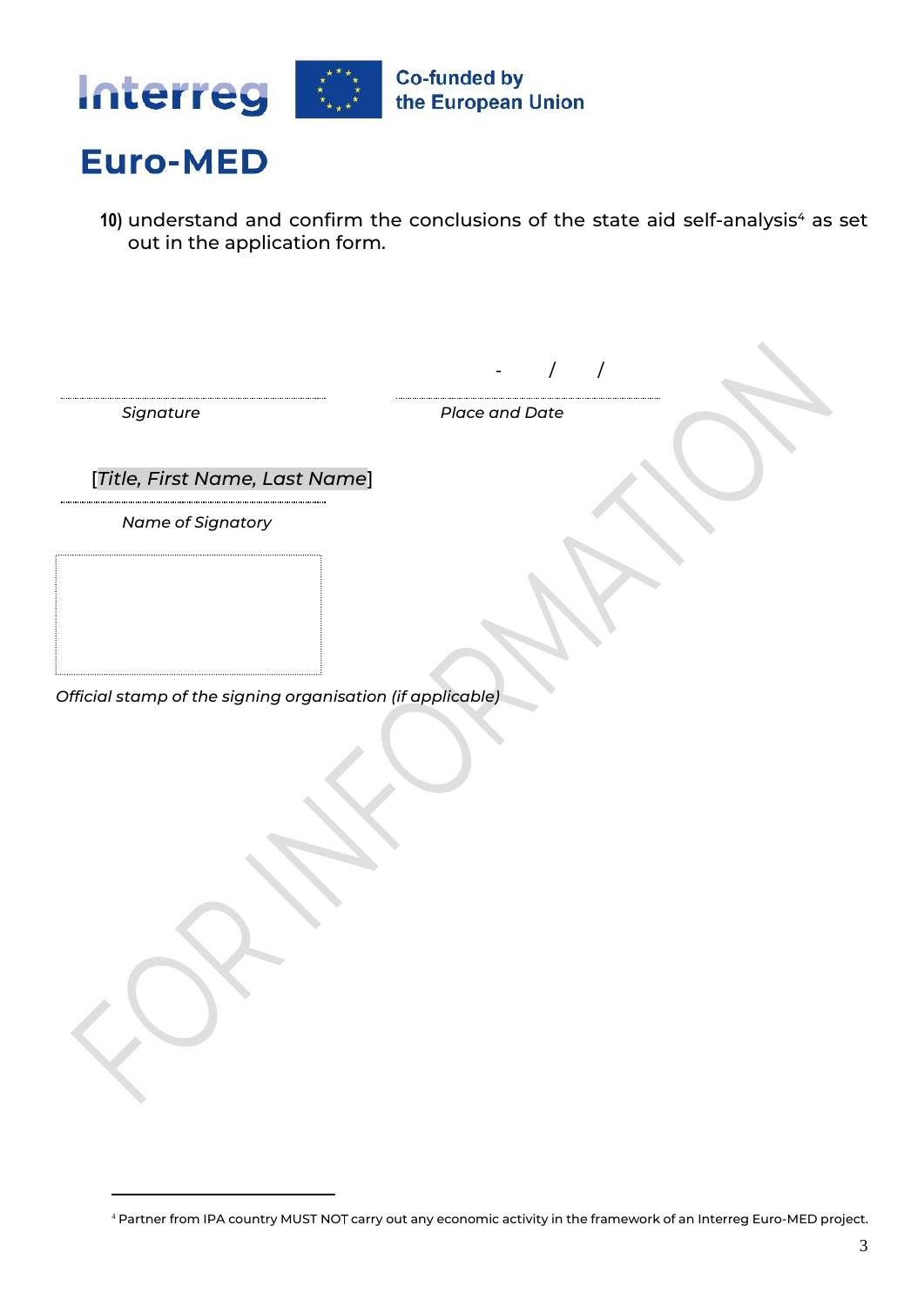Interreg Euro-MED

Co-funded by the European Union

10) understand and confirm the conclusions of the state aid self-analysis[4] as set out in the application form.

- / /

| | |
|---|---|
| ............................................ | ............................................ |
| *Signature* | *Place and Date* |

[*Title, First Name, Last Name*]

............................................

*Name of Signatory*

*Official stamp of the signing organisation (if applicable)*

FOR INFORMATION

[4] Partner from IPA country MUST NOT carry out any economic activity in the framework of an Interreg Euro-MED project.